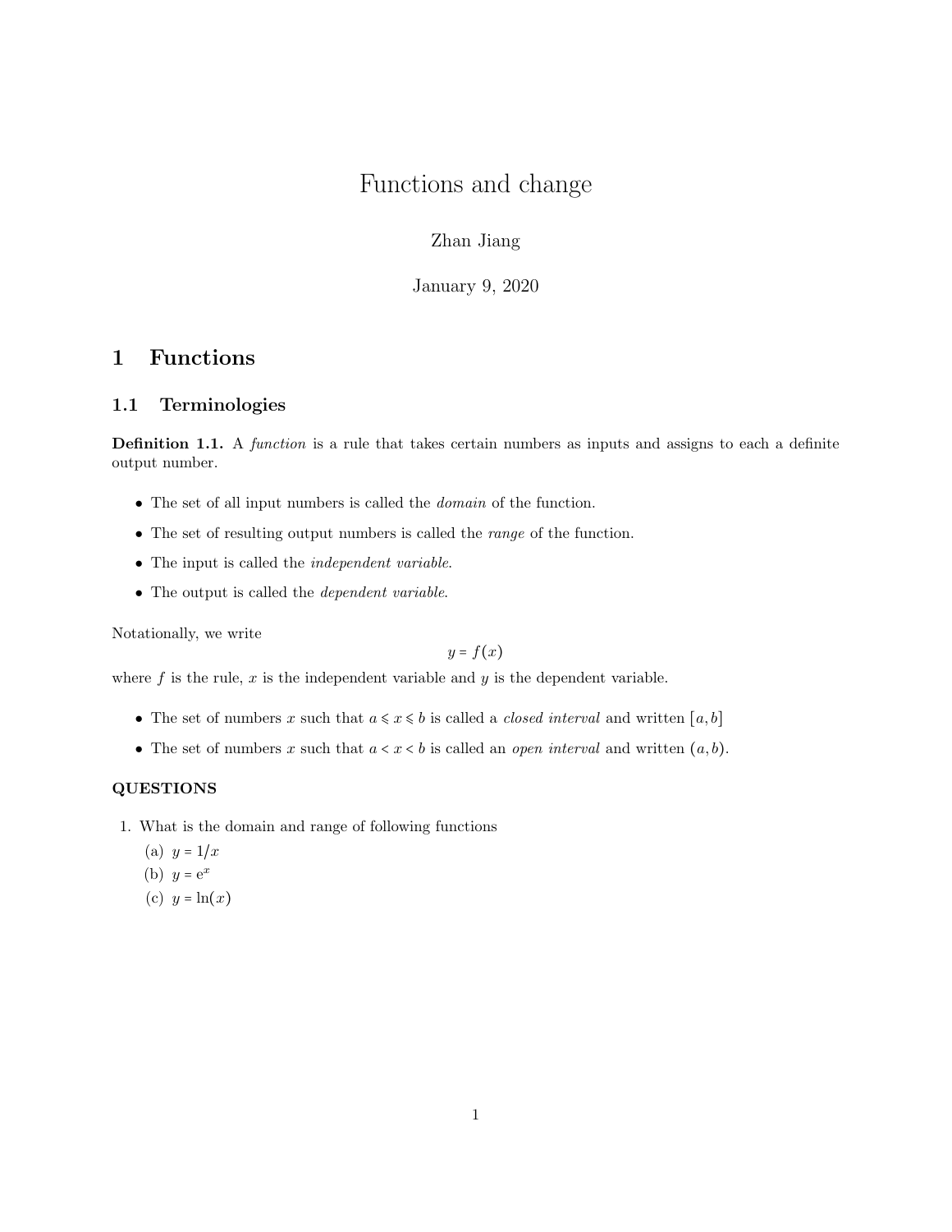# Functions and change

Zhan Jiang

January 9, 2020

## 1 Functions

### 1.1 Terminologies

**Definition 1.1.** A *function* is a rule that takes certain numbers as inputs and assigns to each a definite output number.

- The set of all input numbers is called the *domain* of the function.
- The set of resulting output numbers is called the *range* of the function.
- The input is called the *independent variable*.
- The output is called the *dependent variable*.

Notationally, we write

$$y = f(x)$$

where $f$ is the rule, $x$ is the independent variable and $y$ is the dependent variable.

- The set of numbers $x$ such that $a \leqslant x \leqslant b$ is called a *closed interval* and written $[a, b]$
- The set of numbers $x$ such that $a < x < b$ is called an *open interval* and written $(a, b)$.

**QUESTIONS**

1. What is the domain and range of following functions
   (a) $y = 1/x$
   (b) $y = \mathrm{e}^x$
   (c) $y = \ln(x)$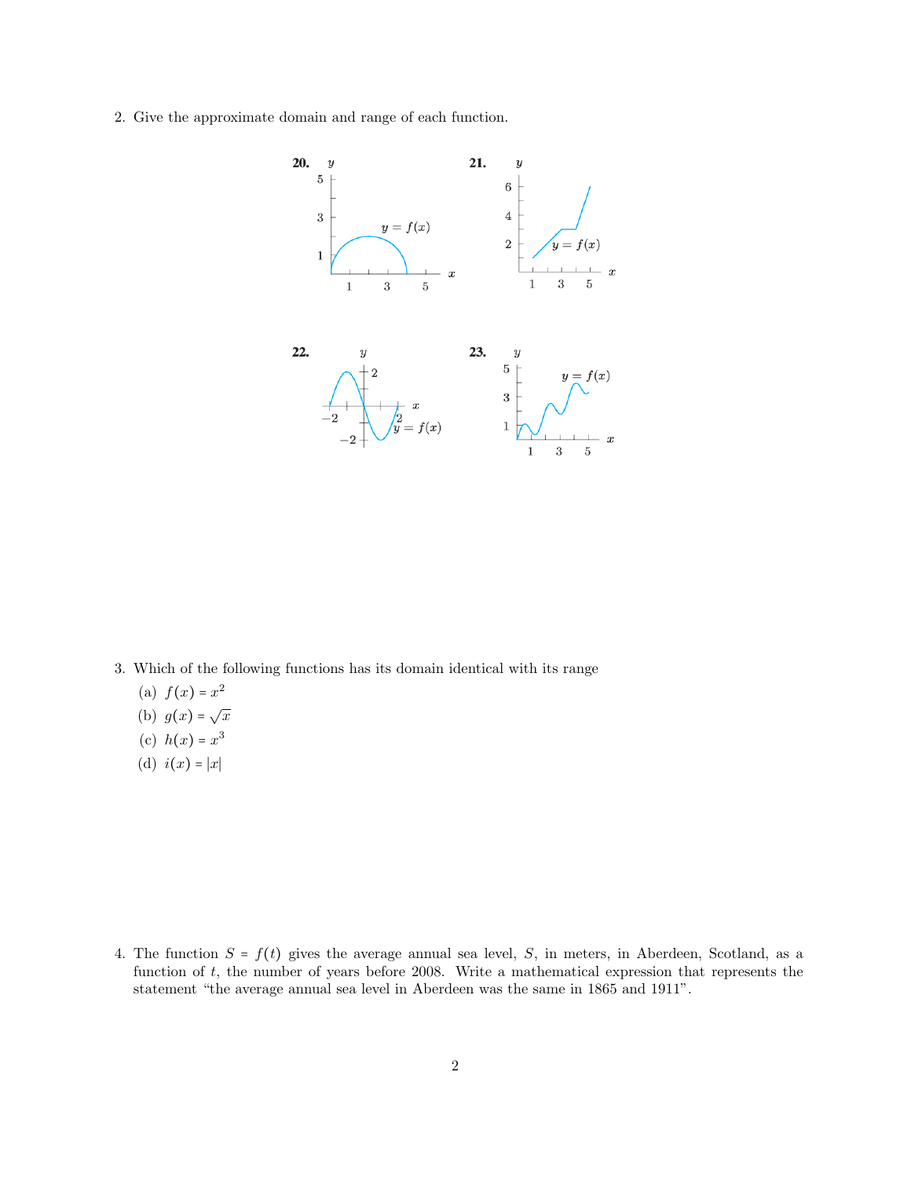2. Give the approximate domain and range of each function.

**20.** $y = f(x)$

**21.** $y = f(x)$

**22.** $y = f(x)$

**23.** $y = f(x)$

3. Which of the following functions has its domain identical with its range

   (a) $f(x) = x^2$

   (b) $g(x) = \sqrt{x}$

   (c) $h(x) = x^3$

   (d) $i(x) = |x|$

4. The function $S = f(t)$ gives the average annual sea level, $S$, in meters, in Aberdeen, Scotland, as a function of $t$, the number of years before 2008. Write a mathematical expression that represents the statement "the average annual sea level in Aberdeen was the same in 1865 and 1911".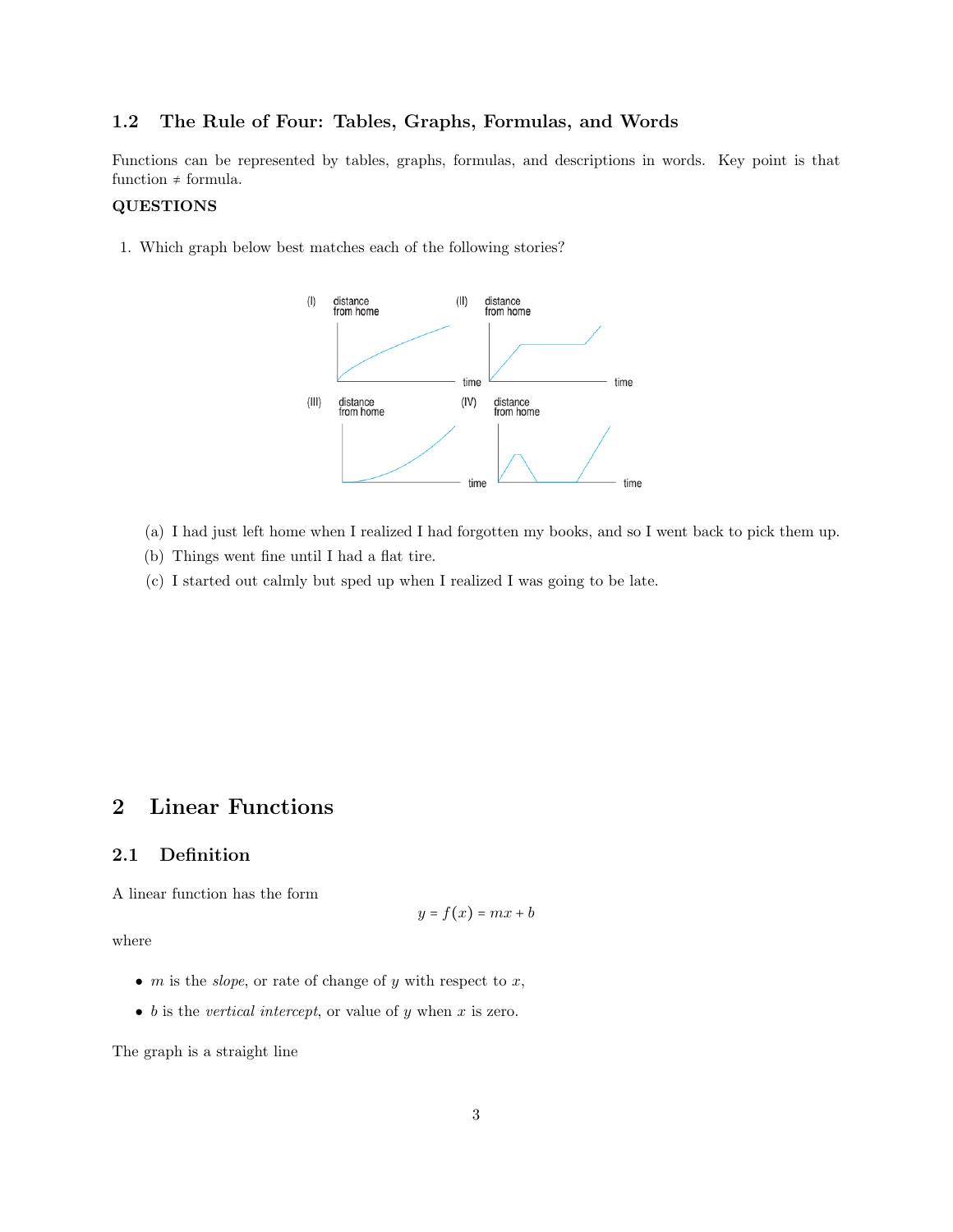### 1.2 The Rule of Four: Tables, Graphs, Formulas, and Words

Functions can be represented by tables, graphs, formulas, and descriptions in words. Key point is that function ≠ formula.

**QUESTIONS**

1. Which graph below best matches each of the following stories?

   (a) I had just left home when I realized I had forgotten my books, and so I went back to pick them up.

   (b) Things went fine until I had a flat tire.

   (c) I started out calmly but sped up when I realized I was going to be late.

# 2 Linear Functions

## 2.1 Definition

A linear function has the form

$$y = f(x) = mx + b$$

where

- $m$ is the *slope*, or rate of change of $y$ with respect to $x$,
- $b$ is the *vertical intercept*, or value of $y$ when $x$ is zero.

The graph is a straight line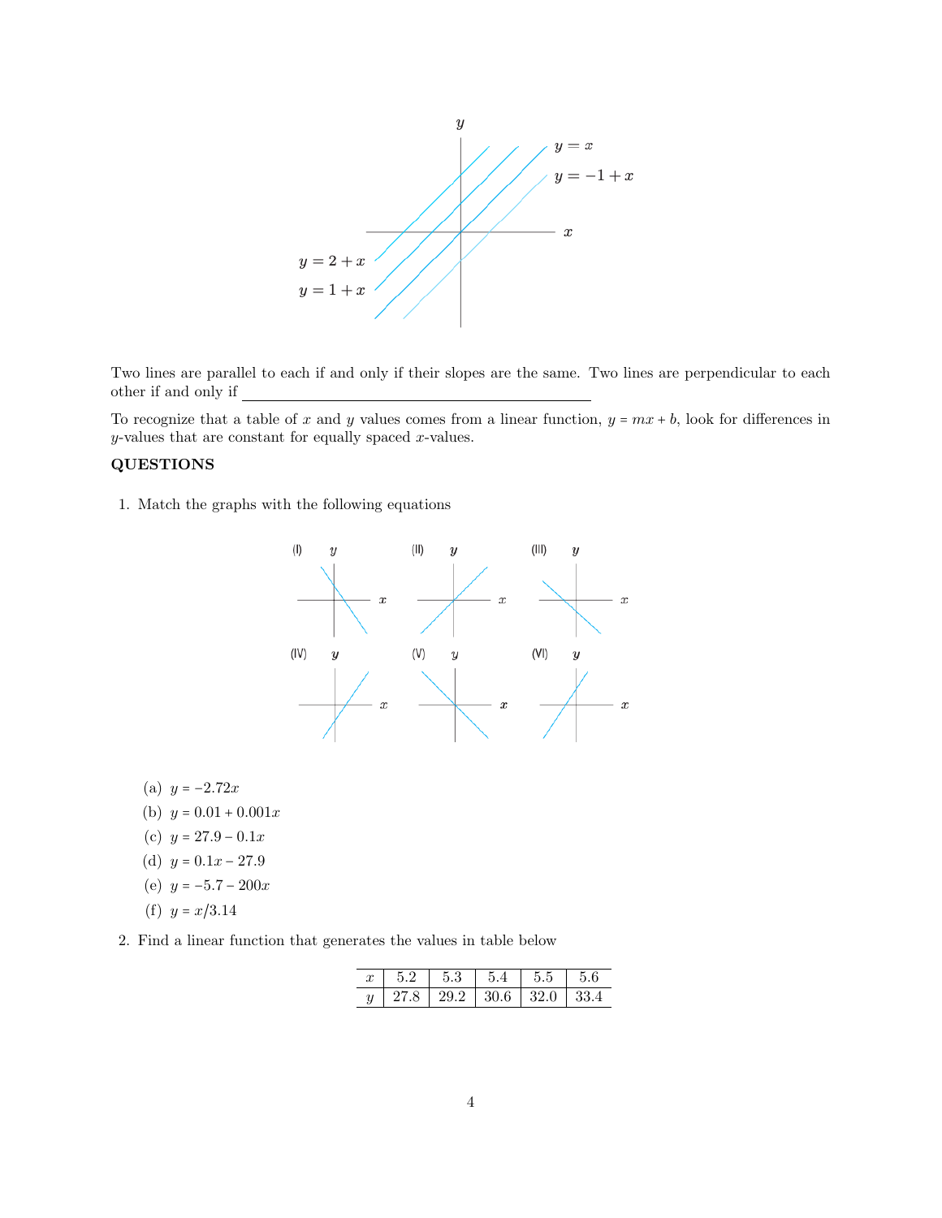Two lines are parallel to each if and only if their slopes are the same. Two lines are perpendicular to each other if and only if \_\_\_\_\_\_\_\_\_\_\_\_\_\_\_\_\_\_\_\_\_\_\_\_\_\_\_\_\_\_\_\_\_\_\_\_\_\_\_\_\_\_

To recognize that a table of $x$ and $y$ values comes from a linear function, $y = mx + b$, look for differences in $y$-values that are constant for equally spaced $x$-values.

**QUESTIONS**

1. Match the graphs with the following equations

   (a) $y = -2.72x$
   (b) $y = 0.01 + 0.001x$
   (c) $y = 27.9 - 0.1x$
   (d) $y = 0.1x - 27.9$
   (e) $y = -5.7 - 200x$
   (f) $y = x/3.14$

2. Find a linear function that generates the values in table below

| $x$ | 5.2 | 5.3 | 5.4 | 5.5 | 5.6 |
|---|---|---|---|---|---|
| $y$ | 27.8 | 29.2 | 30.6 | 32.0 | 33.4 |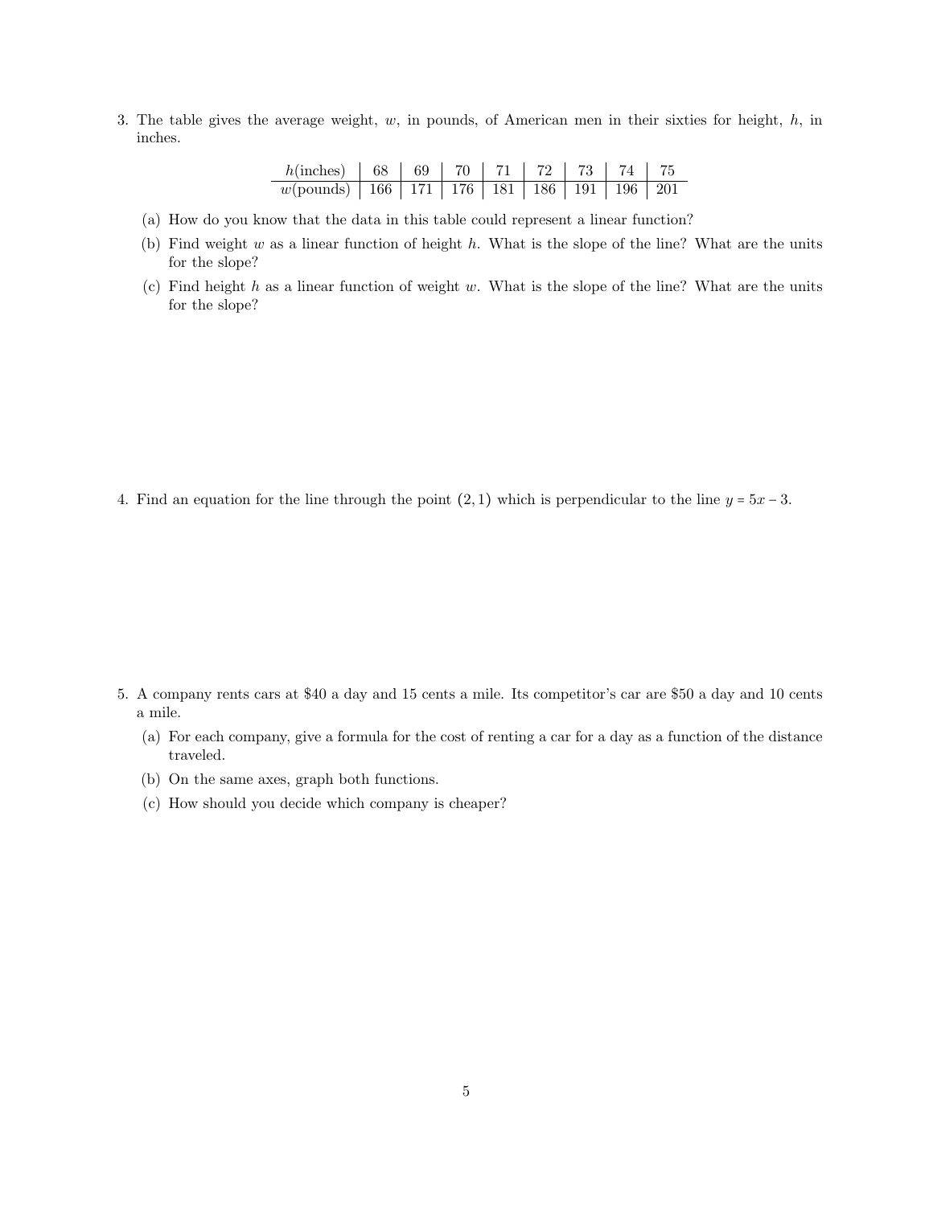3. The table gives the average weight, $w$, in pounds, of American men in their sixties for height, $h$, in inches.

| $h$(inches) | 68 | 69 | 70 | 71 | 72 | 73 | 74 | 75 |
|---|---|---|---|---|---|---|---|---|
| $w$(pounds) | 166 | 171 | 176 | 181 | 186 | 191 | 196 | 201 |

   (a) How do you know that the data in this table could represent a linear function?

   (b) Find weight $w$ as a linear function of height $h$. What is the slope of the line? What are the units for the slope?

   (c) Find height $h$ as a linear function of weight $w$. What is the slope of the line? What are the units for the slope?

4. Find an equation for the line through the point $(2, 1)$ which is perpendicular to the line $y = 5x - 3$.

5. A company rents cars at $40 a day and 15 cents a mile. Its competitor's car are $50 a day and 10 cents a mile.

   (a) For each company, give a formula for the cost of renting a car for a day as a function of the distance traveled.

   (b) On the same axes, graph both functions.

   (c) How should you decide which company is cheaper?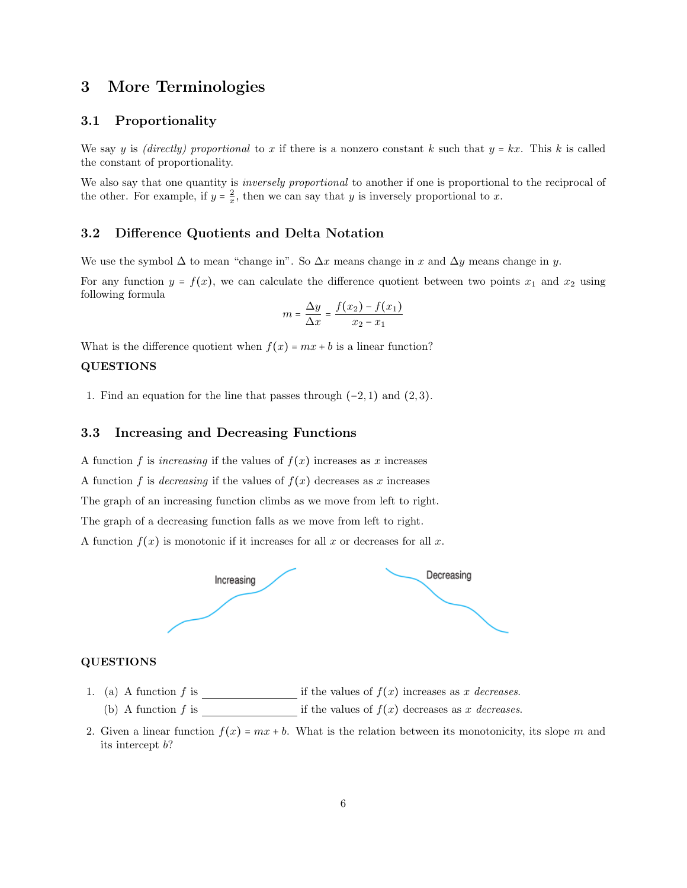## 3 More Terminologies

### 3.1 Proportionality

We say $y$ is *(directly) proportional* to $x$ if there is a nonzero constant $k$ such that $y = kx$. This $k$ is called the constant of proportionality.

We also say that one quantity is *inversely proportional* to another if one is proportional to the reciprocal of the other. For example, if $y = \frac{2}{x}$, then we can say that $y$ is inversely proportional to $x$.

### 3.2 Difference Quotients and Delta Notation

We use the symbol $\Delta$ to mean "change in". So $\Delta x$ means change in $x$ and $\Delta y$ means change in $y$.

For any function $y = f(x)$, we can calculate the difference quotient between two points $x_1$ and $x_2$ using following formula

$$m = \frac{\Delta y}{\Delta x} = \frac{f(x_2) - f(x_1)}{x_2 - x_1}$$

What is the difference quotient when $f(x) = mx + b$ is a linear function?

**QUESTIONS**

1. Find an equation for the line that passes through $(-2, 1)$ and $(2, 3)$.

### 3.3 Increasing and Decreasing Functions

A function $f$ is *increasing* if the values of $f(x)$ increases as $x$ increases

A function $f$ is *decreasing* if the values of $f(x)$ decreases as $x$ increases

The graph of an increasing function climbs as we move from left to right.

The graph of a decreasing function falls as we move from left to right.

A function $f(x)$ is monotonic if it increases for all $x$ or decreases for all $x$.

Increasing

Decreasing

**QUESTIONS**

1. (a) A function $f$ is ________________ if the values of $f(x)$ increases as $x$ *decreases*.
   (b) A function $f$ is ________________ if the values of $f(x)$ decreases as $x$ *decreases*.
2. Given a linear function $f(x) = mx + b$. What is the relation between its monotonicity, its slope $m$ and its intercept $b$?